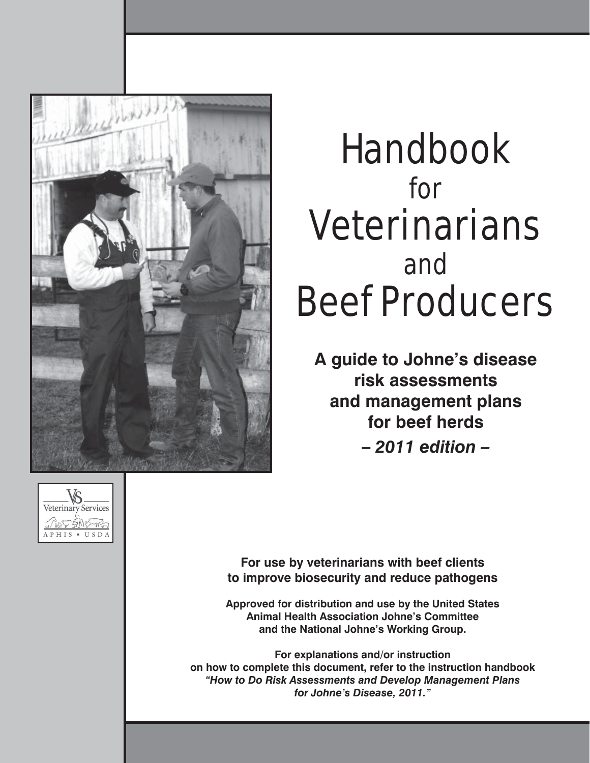# Handbook for Veterinarians and Beef Producers

**A guide to Johne's disease risk assessments and management plans for beef herds**

***– 2011 edition –***

Veterinary Services
APHIS • USDA

**For use by veterinarians with beef clients to improve biosecurity and reduce pathogens**

**Approved for distribution and use by the United States Animal Health Association Johne's Committee and the National Johne's Working Group.**

**For explanations and/or instruction on how to complete this document, refer to the instruction handbook *"How to Do Risk Assessments and Develop Management Plans for Johne's Disease, 2011."***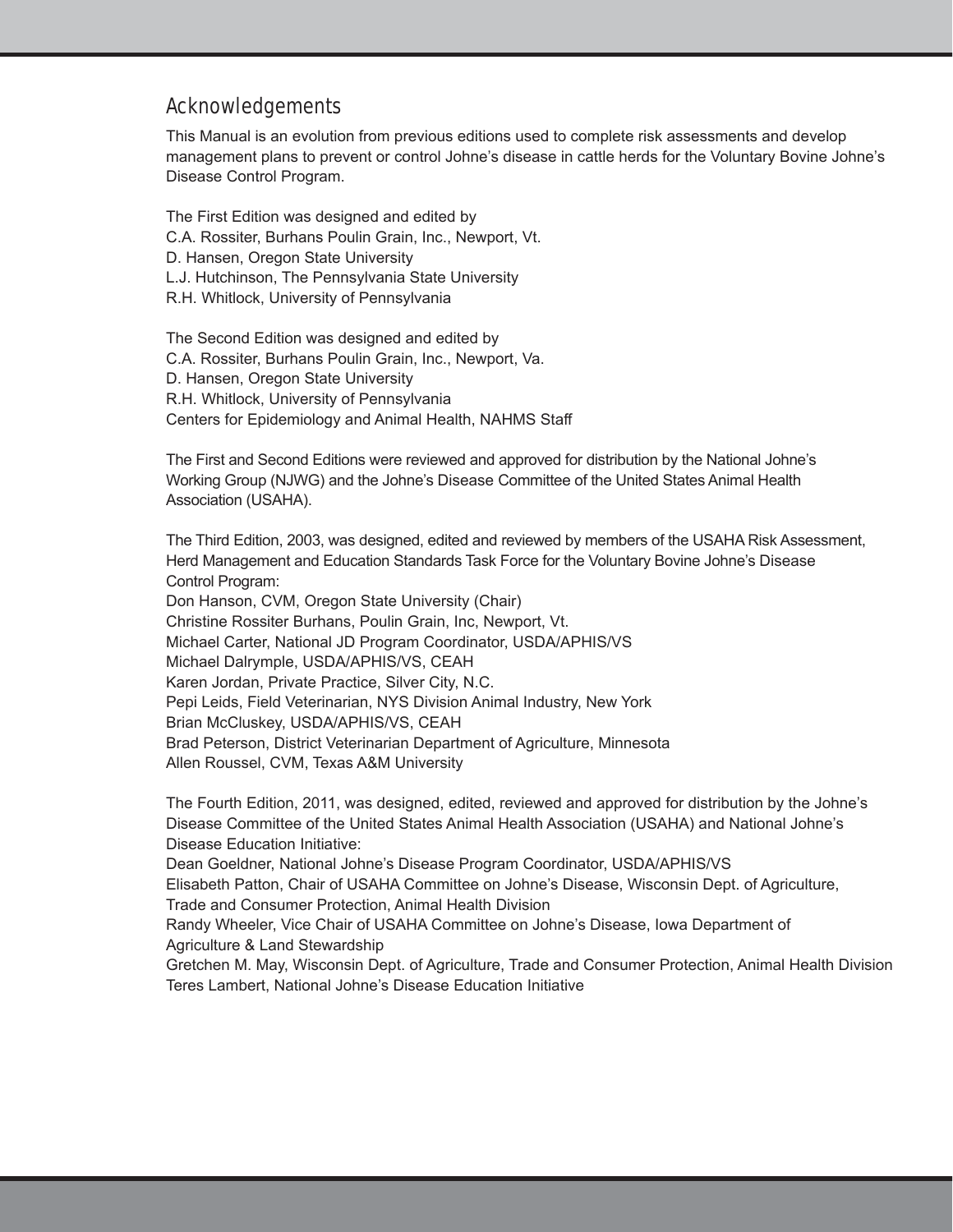## Acknowledgements

This Manual is an evolution from previous editions used to complete risk assessments and develop management plans to prevent or control Johne's disease in cattle herds for the Voluntary Bovine Johne's Disease Control Program.

The First Edition was designed and edited by  
C.A. Rossiter, Burhans Poulin Grain, Inc., Newport, Vt.  
D. Hansen, Oregon State University  
L.J. Hutchinson, The Pennsylvania State University  
R.H. Whitlock, University of Pennsylvania

The Second Edition was designed and edited by  
C.A. Rossiter, Burhans Poulin Grain, Inc., Newport, Va.  
D. Hansen, Oregon State University  
R.H. Whitlock, University of Pennsylvania  
Centers for Epidemiology and Animal Health, NAHMS Staff

The First and Second Editions were reviewed and approved for distribution by the National Johne's Working Group (NJWG) and the Johne's Disease Committee of the United States Animal Health Association (USAHA).

The Third Edition, 2003, was designed, edited and reviewed by members of the USAHA Risk Assessment, Herd Management and Education Standards Task Force for the Voluntary Bovine Johne's Disease Control Program:  
Don Hanson, CVM, Oregon State University (Chair)  
Christine Rossiter Burhans, Poulin Grain, Inc, Newport, Vt.  
Michael Carter, National JD Program Coordinator, USDA/APHIS/VS  
Michael Dalrymple, USDA/APHIS/VS, CEAH  
Karen Jordan, Private Practice, Silver City, N.C.  
Pepi Leids, Field Veterinarian, NYS Division Animal Industry, New York  
Brian McCluskey, USDA/APHIS/VS, CEAH  
Brad Peterson, District Veterinarian Department of Agriculture, Minnesota  
Allen Roussel, CVM, Texas A&M University

The Fourth Edition, 2011, was designed, edited, reviewed and approved for distribution by the Johne's Disease Committee of the United States Animal Health Association (USAHA) and National Johne's Disease Education Initiative:  
Dean Goeldner, National Johne's Disease Program Coordinator, USDA/APHIS/VS  
Elisabeth Patton, Chair of USAHA Committee on Johne's Disease, Wisconsin Dept. of Agriculture, Trade and Consumer Protection, Animal Health Division  
Randy Wheeler, Vice Chair of USAHA Committee on Johne's Disease, Iowa Department of Agriculture & Land Stewardship  
Gretchen M. May, Wisconsin Dept. of Agriculture, Trade and Consumer Protection, Animal Health Division  
Teres Lambert, National Johne's Disease Education Initiative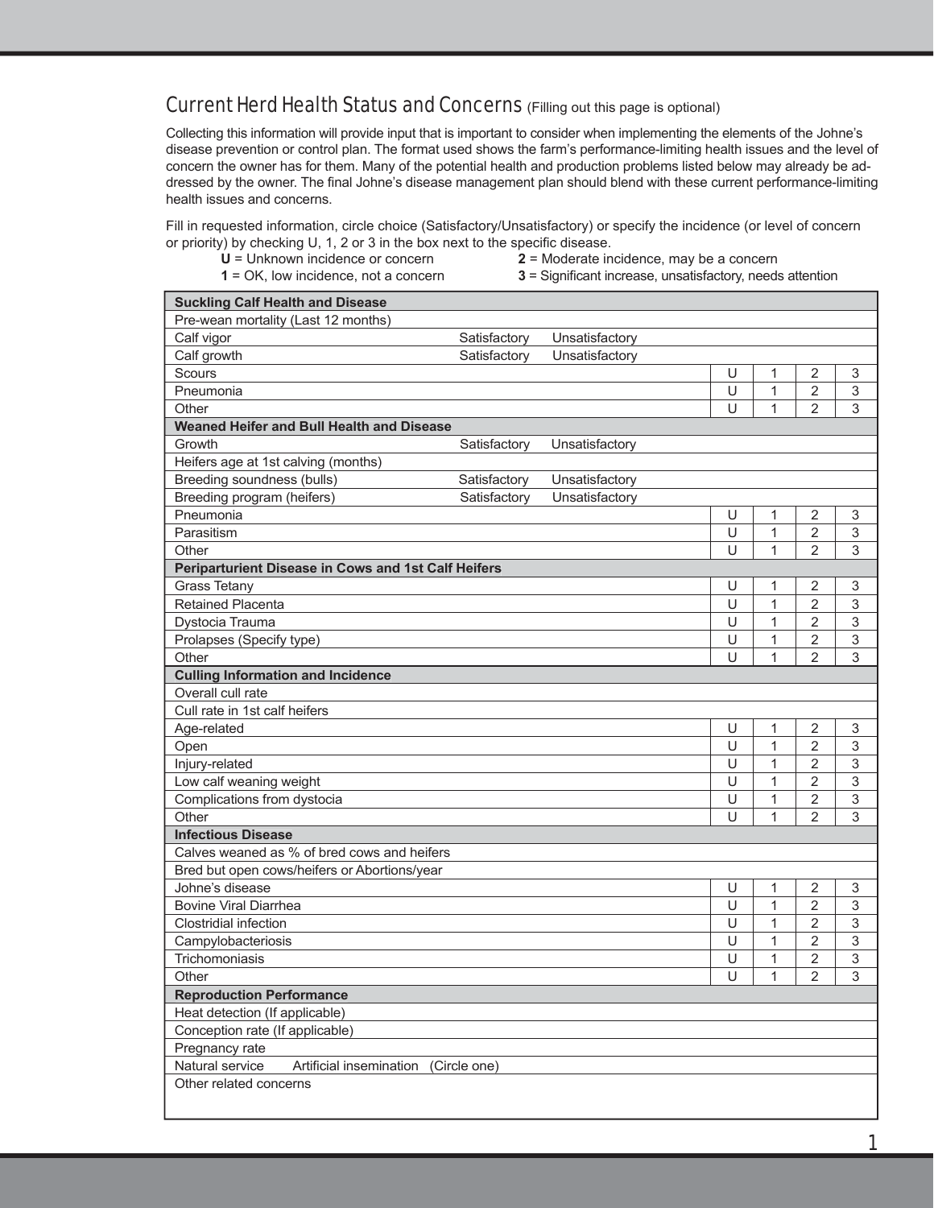## Current Herd Health Status and Concerns (Filling out this page is optional)

Collecting this information will provide input that is important to consider when implementing the elements of the Johne's disease prevention or control plan. The format used shows the farm's performance-limiting health issues and the level of concern the owner has for them. Many of the potential health and production problems listed below may already be addressed by the owner. The final Johne's disease management plan should blend with these current performance-limiting health issues and concerns.

Fill in requested information, circle choice (Satisfactory/Unsatisfactory) or specify the incidence (or level of concern or priority) by checking U, 1, 2 or 3 in the box next to the specific disease.

- **U** = Unknown incidence or concern
- **1** = OK, low incidence, not a concern
- **2** = Moderate incidence, may be a concern
- **3** = Significant increase, unsatisfactory, needs attention

| | | | | | | |
|---|---|---|---|---|---|---|
| **Suckling Calf Health and Disease** | | | | | | |
| Pre-wean mortality (Last 12 months) | | | | | | |
| Calf vigor | Satisfactory | Unsatisfactory | | | | |
| Calf growth | Satisfactory | Unsatisfactory | | | | |
| Scours | | | U | 1 | 2 | 3 |
| Pneumonia | | | U | 1 | 2 | 3 |
| Other | | | U | 1 | 2 | 3 |
| **Weaned Heifer and Bull Health and Disease** | | | | | | |
| Growth | Satisfactory | Unsatisfactory | | | | |
| Heifers age at 1st calving (months) | | | | | | |
| Breeding soundness (bulls) | Satisfactory | Unsatisfactory | | | | |
| Breeding program (heifers) | Satisfactory | Unsatisfactory | | | | |
| Pneumonia | | | U | 1 | 2 | 3 |
| Parasitism | | | U | 1 | 2 | 3 |
| Other | | | U | 1 | 2 | 3 |
| **Periparturient Disease in Cows and 1st Calf Heifers** | | | | | | |
| Grass Tetany | | | U | 1 | 2 | 3 |
| Retained Placenta | | | U | 1 | 2 | 3 |
| Dystocia Trauma | | | U | 1 | 2 | 3 |
| Prolapses (Specify type) | | | U | 1 | 2 | 3 |
| Other | | | U | 1 | 2 | 3 |
| **Culling Information and Incidence** | | | | | | |
| Overall cull rate | | | | | | |
| Cull rate in 1st calf heifers | | | | | | |
| Age-related | | | U | 1 | 2 | 3 |
| Open | | | U | 1 | 2 | 3 |
| Injury-related | | | U | 1 | 2 | 3 |
| Low calf weaning weight | | | U | 1 | 2 | 3 |
| Complications from dystocia | | | U | 1 | 2 | 3 |
| Other | | | U | 1 | 2 | 3 |
| **Infectious Disease** | | | | | | |
| Calves weaned as % of bred cows and heifers | | | | | | |
| Bred but open cows/heifers or Abortions/year | | | | | | |
| Johne's disease | | | U | 1 | 2 | 3 |
| Bovine Viral Diarrhea | | | U | 1 | 2 | 3 |
| Clostridial infection | | | U | 1 | 2 | 3 |
| Campylobacteriosis | | | U | 1 | 2 | 3 |
| Trichomoniasis | | | U | 1 | 2 | 3 |
| Other | | | U | 1 | 2 | 3 |
| **Reproduction Performance** | | | | | | |
| Heat detection (If applicable) | | | | | | |
| Conception rate (If applicable) | | | | | | |
| Pregnancy rate | | | | | | |
| Natural service &nbsp;&nbsp; Artificial insemination &nbsp; (Circle one) | | | | | | |
| Other related concerns | | | | | | |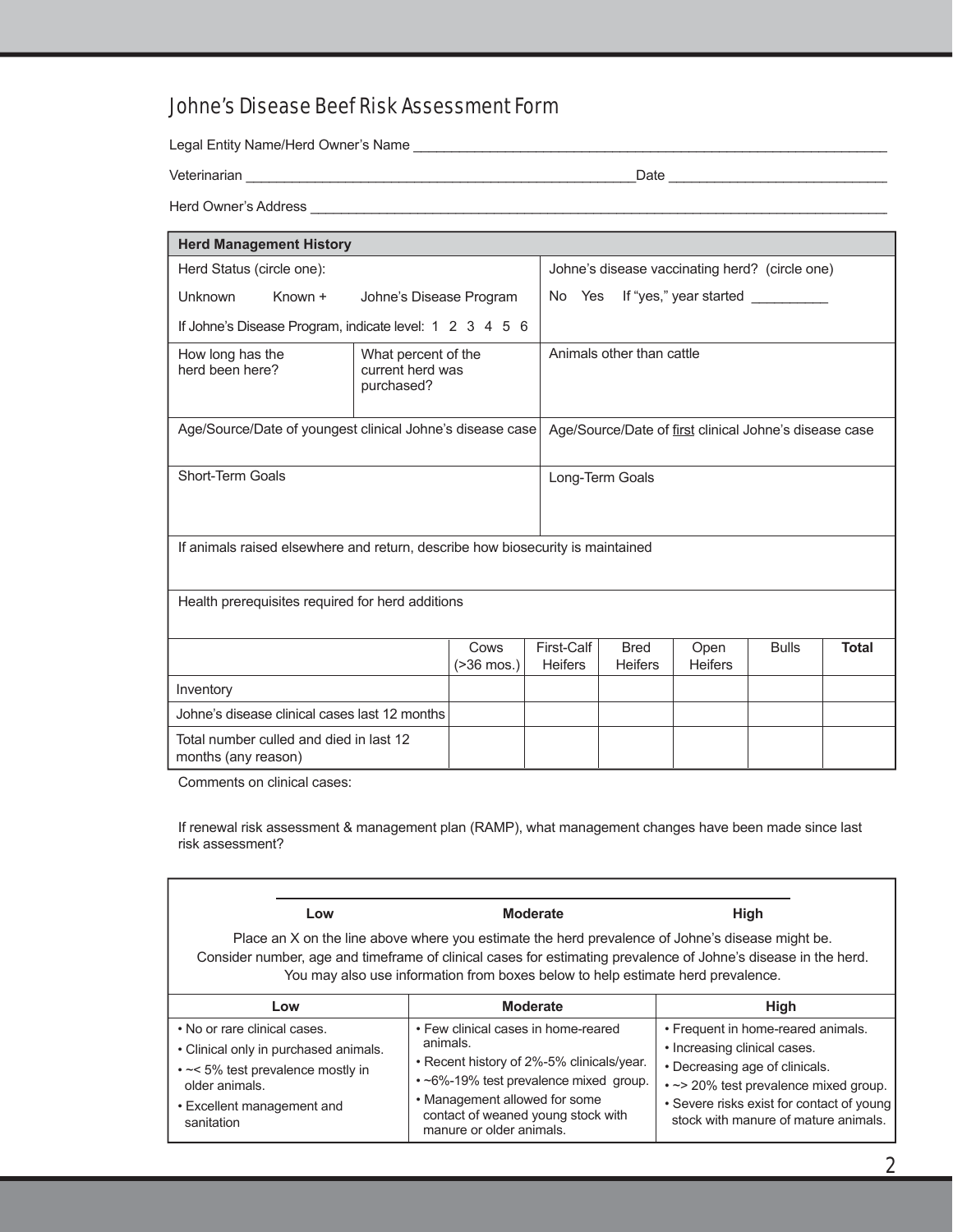# Johne's Disease Beef Risk Assessment Form

Legal Entity Name/Herd Owner's Name ____________________________________________________________

Veterinarian ______________________________________________ Date __________________________

Herd Owner's Address ________________________________________________________________________

| **Herd Management History** | | |
|---|---|---|
| Herd Status (circle one):<br>Unknown    Known +    Johne's Disease Program<br>If Johne's Disease Program, indicate level: 1 2 3 4 5 6 | | Johne's disease vaccinating herd? (circle one)<br>No  Yes  If "yes," year started _________ |
| How long has the herd been here? | What percent of the current herd was purchased? | Animals other than cattle |
| Age/Source/Date of youngest clinical Johne's disease case | | Age/Source/Date of first clinical Johne's disease case |
| Short-Term Goals | | Long-Term Goals |
| If animals raised elsewhere and return, describe how biosecurity is maintained | | |
| Health prerequisites required for herd additions | | |

| | Cows (>36 mos.) | First-Calf Heifers | Bred Heifers | Open Heifers | Bulls | **Total** |
|---|---|---|---|---|---|---|
| Inventory | | | | | | |
| Johne's disease clinical cases last 12 months | | | | | | |
| Total number culled and died in last 12 months (any reason) | | | | | | |

Comments on clinical cases:

If renewal risk assessment & management plan (RAMP), what management changes have been made since last risk assessment?

______________________________________________________

**Low**     **Moderate**     **High**

Place an X on the line above where you estimate the herd prevalence of Johne's disease might be.
Consider number, age and timeframe of clinical cases for estimating prevalence of Johne's disease in the herd.
You may also use information from boxes below to help estimate herd prevalence.

| Low | Moderate | High |
|---|---|---|
| • No or rare clinical cases.<br>• Clinical only in purchased animals.<br>• ~< 5% test prevalence mostly in older animals.<br>• Excellent management and sanitation | • Few clinical cases in home-reared animals.<br>• Recent history of 2%-5% clinicals/year.<br>• ~6%-19% test prevalence mixed group.<br>• Management allowed for some contact of weaned young stock with manure or older animals. | • Frequent in home-reared animals.<br>• Increasing clinical cases.<br>• Decreasing age of clinicals.<br>• ~> 20% test prevalence mixed group.<br>• Severe risks exist for contact of young stock with manure of mature animals. |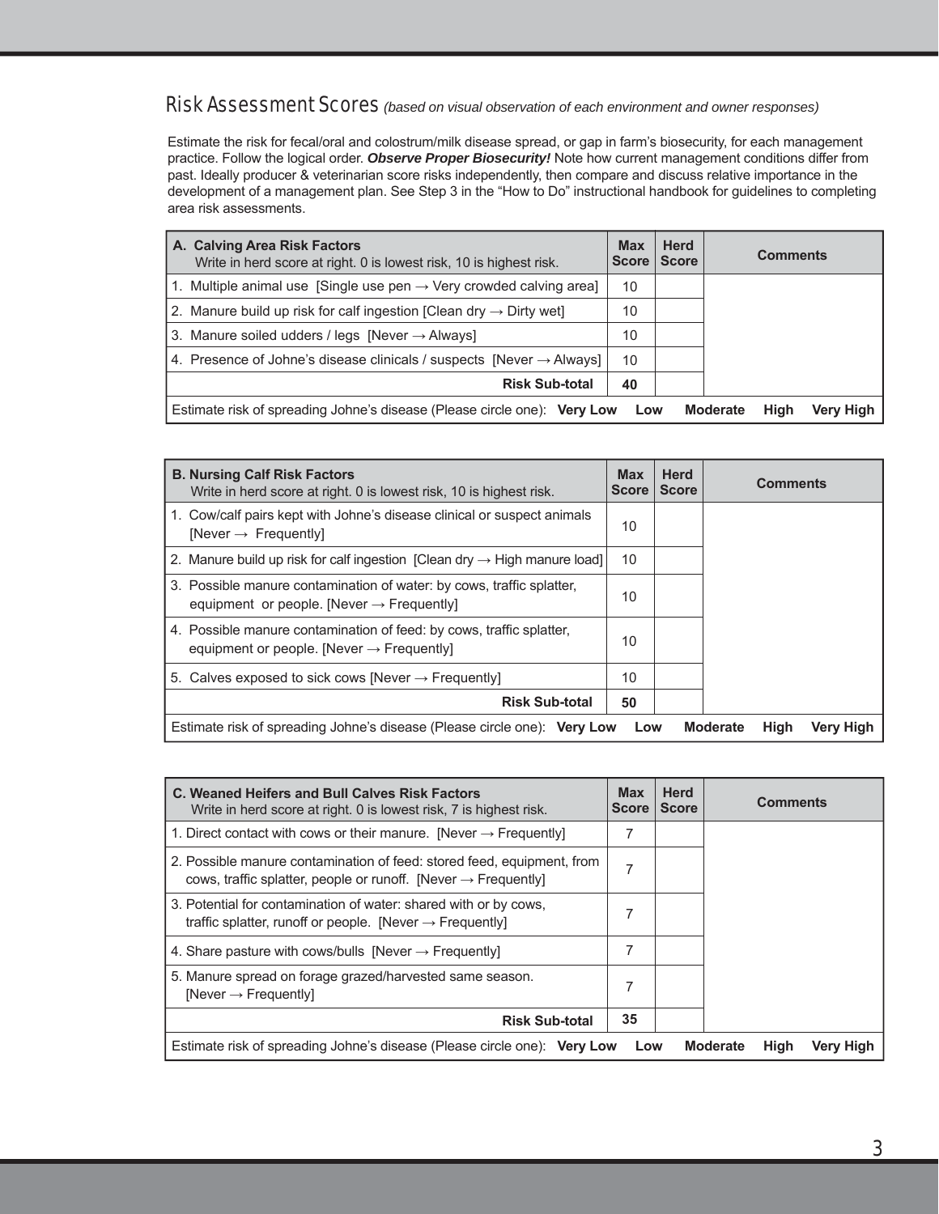## Risk Assessment Scores *(based on visual observation of each environment and owner responses)*

Estimate the risk for fecal/oral and colostrum/milk disease spread, or gap in farm's biosecurity, for each management practice. Follow the logical order. ***Observe Proper Biosecurity!*** Note how current management conditions differ from past. Ideally producer & veterinarian score risks independently, then compare and discuss relative importance in the development of a management plan. See Step 3 in the "How to Do" instructional handbook for guidelines to completing area risk assessments.

| **A. Calving Area Risk Factors** Write in herd score at right. 0 is lowest risk, 10 is highest risk. | **Max Score** | **Herd Score** | **Comments** |
|---|---|---|---|
| 1. Multiple animal use [Single use pen → Very crowded calving area] | 10 | | |
| 2. Manure build up risk for calf ingestion [Clean dry → Dirty wet] | 10 | | |
| 3. Manure soiled udders / legs [Never → Always] | 10 | | |
| 4. Presence of Johne's disease clinicals / suspects [Never → Always] | 10 | | |
| **Risk Sub-total** | **40** | | |
| Estimate risk of spreading Johne's disease (Please circle one): **Very Low Low Moderate High Very High** | | | |

| **B. Nursing Calf Risk Factors** Write in herd score at right. 0 is lowest risk, 10 is highest risk. | **Max Score** | **Herd Score** | **Comments** |
|---|---|---|---|
| 1. Cow/calf pairs kept with Johne's disease clinical or suspect animals [Never → Frequently] | 10 | | |
| 2. Manure build up risk for calf ingestion [Clean dry → High manure load] | 10 | | |
| 3. Possible manure contamination of water: by cows, traffic splatter, equipment or people. [Never → Frequently] | 10 | | |
| 4. Possible manure contamination of feed: by cows, traffic splatter, equipment or people. [Never → Frequently] | 10 | | |
| 5. Calves exposed to sick cows [Never → Frequently] | 10 | | |
| **Risk Sub-total** | **50** | | |
| Estimate risk of spreading Johne's disease (Please circle one): **Very Low Low Moderate High Very High** | | | |

| **C. Weaned Heifers and Bull Calves Risk Factors** Write in herd score at right. 0 is lowest risk, 7 is highest risk. | **Max Score** | **Herd Score** | **Comments** |
|---|---|---|---|
| 1. Direct contact with cows or their manure. [Never → Frequently] | 7 | | |
| 2. Possible manure contamination of feed: stored feed, equipment, from cows, traffic splatter, people or runoff. [Never → Frequently] | 7 | | |
| 3. Potential for contamination of water: shared with or by cows, traffic splatter, runoff or people. [Never → Frequently] | 7 | | |
| 4. Share pasture with cows/bulls [Never → Frequently] | 7 | | |
| 5. Manure spread on forage grazed/harvested same season. [Never → Frequently] | 7 | | |
| **Risk Sub-total** | **35** | | |
| Estimate risk of spreading Johne's disease (Please circle one): **Very Low Low Moderate High Very High** | | | |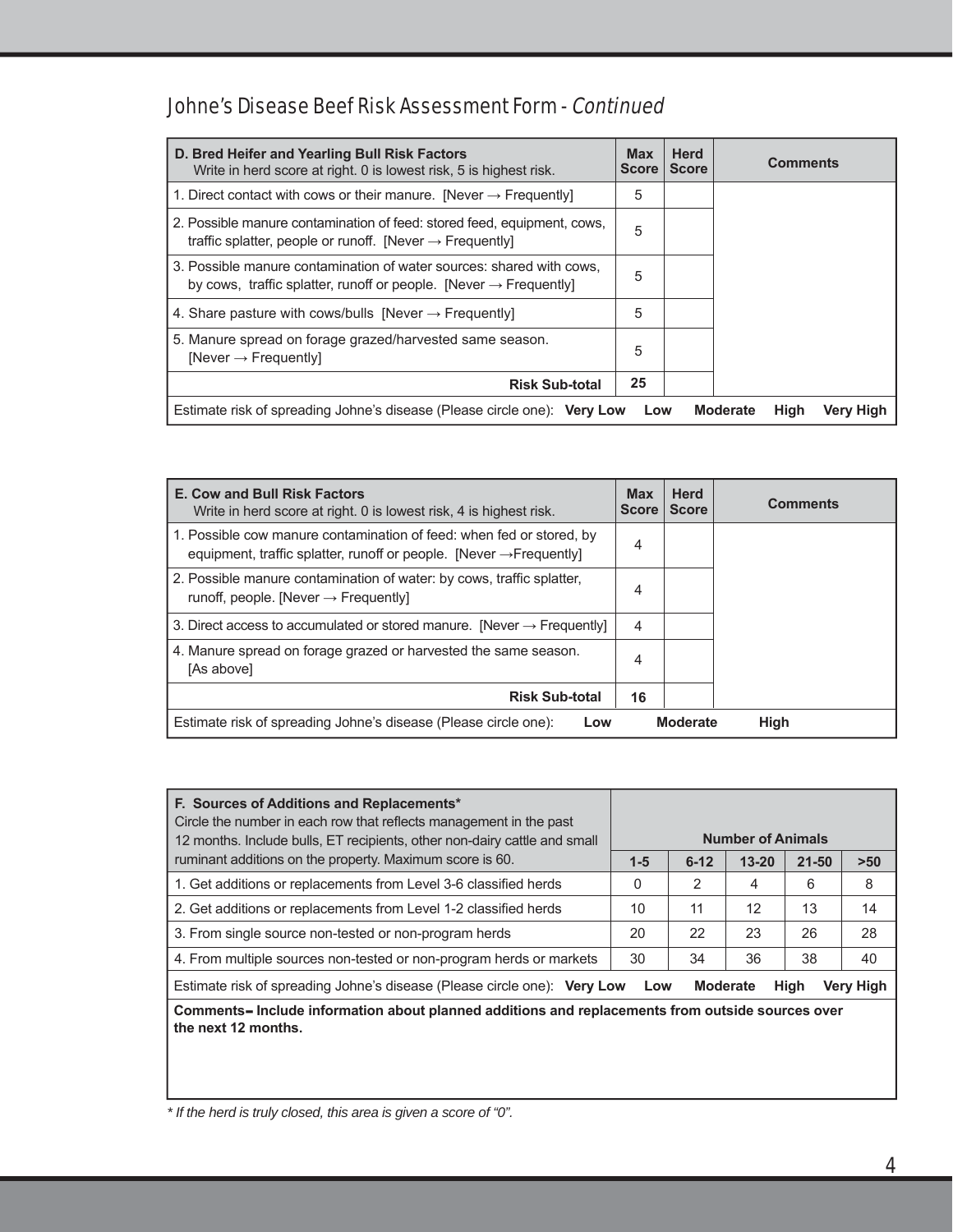## Johne's Disease Beef Risk Assessment Form - *Continued*

| **D. Bred Heifer and Yearling Bull Risk Factors** Write in herd score at right. 0 is lowest risk, 5 is highest risk. | **Max Score** | **Herd Score** | **Comments** |
|---|---|---|---|
| 1. Direct contact with cows or their manure. [Never → Frequently] | 5 | | |
| 2. Possible manure contamination of feed: stored feed, equipment, cows, traffic splatter, people or runoff. [Never → Frequently] | 5 | | |
| 3. Possible manure contamination of water sources: shared with cows, by cows, traffic splatter, runoff or people. [Never → Frequently] | 5 | | |
| 4. Share pasture with cows/bulls [Never → Frequently] | 5 | | |
| 5. Manure spread on forage grazed/harvested same season. [Never → Frequently] | 5 | | |
| **Risk Sub-total** | **25** | | |
| Estimate risk of spreading Johne's disease (Please circle one): **Very Low Low Moderate High Very High** | | | |

| **E. Cow and Bull Risk Factors** Write in herd score at right. 0 is lowest risk, 4 is highest risk. | **Max Score** | **Herd Score** | **Comments** |
|---|---|---|---|
| 1. Possible cow manure contamination of feed: when fed or stored, by equipment, traffic splatter, runoff or people. [Never →Frequently] | 4 | | |
| 2. Possible manure contamination of water: by cows, traffic splatter, runoff, people. [Never → Frequently] | 4 | | |
| 3. Direct access to accumulated or stored manure. [Never → Frequently] | 4 | | |
| 4. Manure spread on forage grazed or harvested the same season. [As above] | 4 | | |
| **Risk Sub-total** | **16** | | |
| Estimate risk of spreading Johne's disease (Please circle one): **Low Moderate High** | | | |

| **F. Sources of Additions and Replacements*** Circle the number in each row that reflects management in the past 12 months. Include bulls, ET recipients, other non-dairy cattle and small ruminant additions on the property. Maximum score is 60. | **Number of Animals** | | | | |
|---|---|---|---|---|---|
| | **1-5** | **6-12** | **13-20** | **21-50** | **>50** |
| 1. Get additions or replacements from Level 3-6 classified herds | 0 | 2 | 4 | 6 | 8 |
| 2. Get additions or replacements from Level 1-2 classified herds | 10 | 11 | 12 | 13 | 14 |
| 3. From single source non-tested or non-program herds | 20 | 22 | 23 | 26 | 28 |
| 4. From multiple sources non-tested or non-program herds or markets | 30 | 34 | 36 | 38 | 40 |
| Estimate risk of spreading Johne's disease (Please circle one): **Very Low Low Moderate High Very High** | | | | | |

**Comments– Include information about planned additions and replacements from outside sources over the next 12 months.**

*\* If the herd is truly closed, this area is given a score of "0".*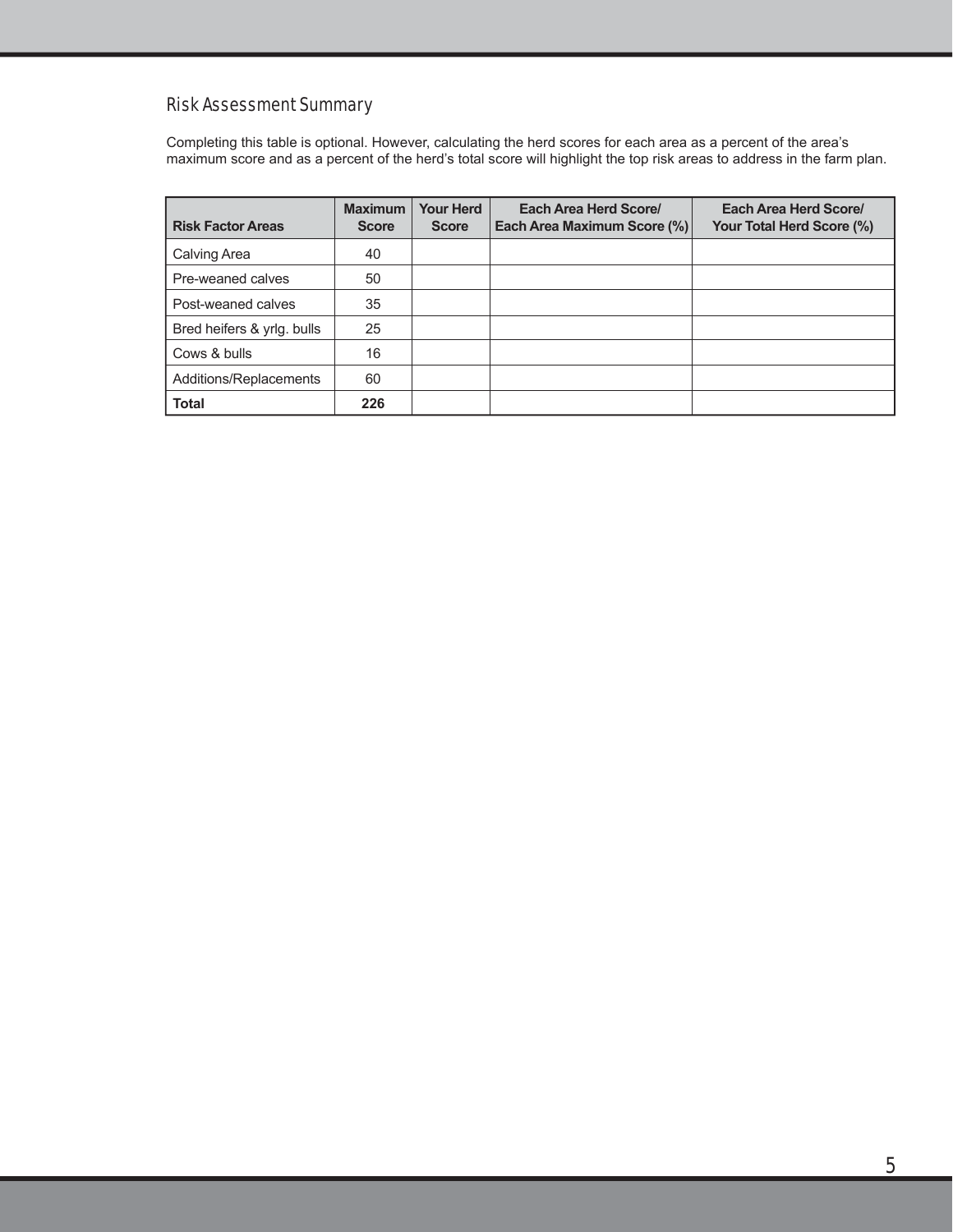## Risk Assessment Summary

Completing this table is optional. However, calculating the herd scores for each area as a percent of the area's maximum score and as a percent of the herd's total score will highlight the top risk areas to address in the farm plan.

| Risk Factor Areas | Maximum Score | Your Herd Score | Each Area Herd Score/ Each Area Maximum Score (%) | Each Area Herd Score/ Your Total Herd Score (%) |
|---|---|---|---|---|
| Calving Area | 40 | | | |
| Pre-weaned calves | 50 | | | |
| Post-weaned calves | 35 | | | |
| Bred heifers & yrlg. bulls | 25 | | | |
| Cows & bulls | 16 | | | |
| Additions/Replacements | 60 | | | |
| **Total** | **226** | | | |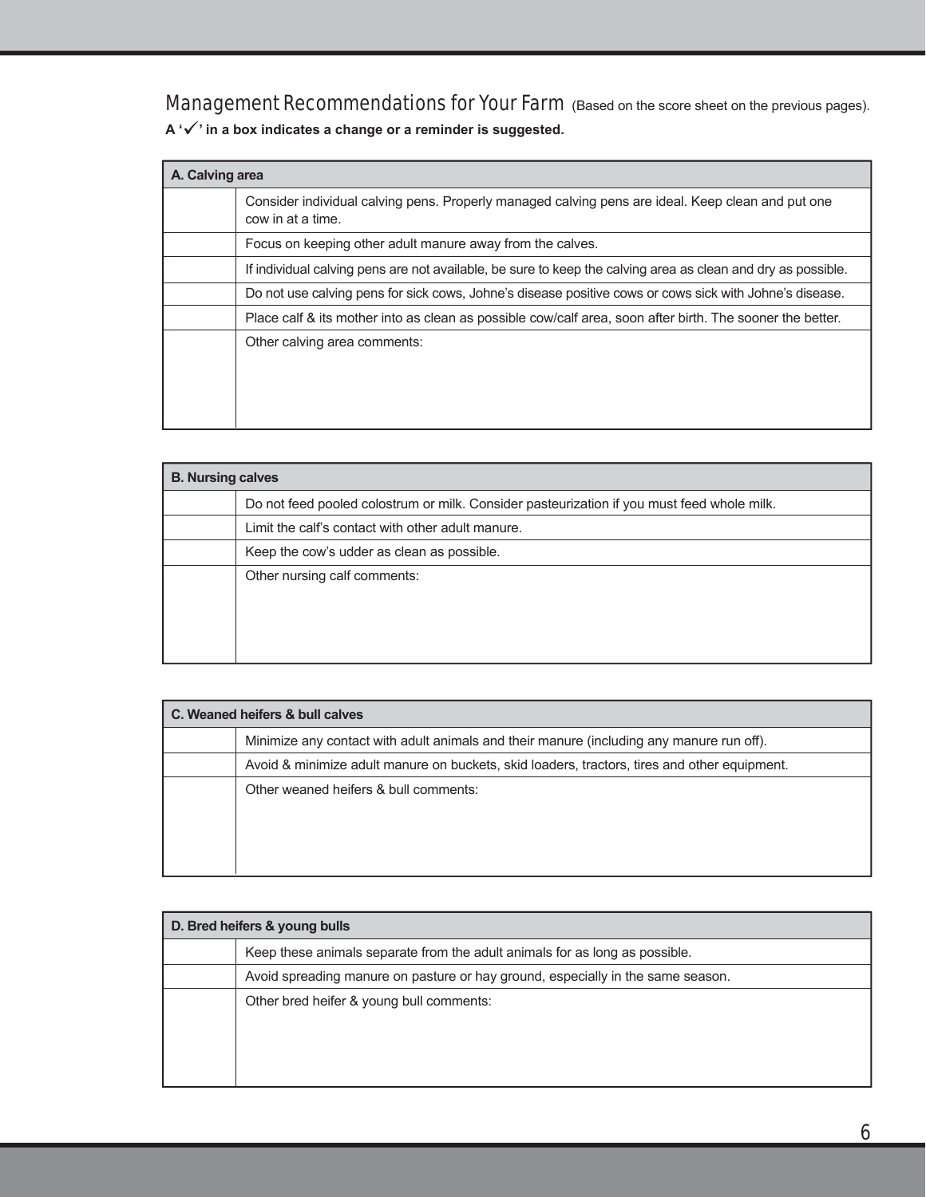## Management Recommendations for Your Farm (Based on the score sheet on the previous pages).

**A '✓' in a box indicates a change or a reminder is suggested.**

| A. Calving area | |
|---|---|
| | Consider individual calving pens. Properly managed calving pens are ideal. Keep clean and put one cow in at a time. |
| | Focus on keeping other adult manure away from the calves. |
| | If individual calving pens are not available, be sure to keep the calving area as clean and dry as possible. |
| | Do not use calving pens for sick cows, Johne's disease positive cows or cows sick with Johne's disease. |
| | Place calf & its mother into as clean as possible cow/calf area, soon after birth. The sooner the better. |
| | Other calving area comments: |

| B. Nursing calves | |
|---|---|
| | Do not feed pooled colostrum or milk. Consider pasteurization if you must feed whole milk. |
| | Limit the calf's contact with other adult manure. |
| | Keep the cow's udder as clean as possible. |
| | Other nursing calf comments: |

| C. Weaned heifers & bull calves | |
|---|---|
| | Minimize any contact with adult animals and their manure (including any manure run off). |
| | Avoid & minimize adult manure on buckets, skid loaders, tractors, tires and other equipment. |
| | Other weaned heifers & bull comments: |

| D. Bred heifers & young bulls | |
|---|---|
| | Keep these animals separate from the adult animals for as long as possible. |
| | Avoid spreading manure on pasture or hay ground, especially in the same season. |
| | Other bred heifer & young bull comments: |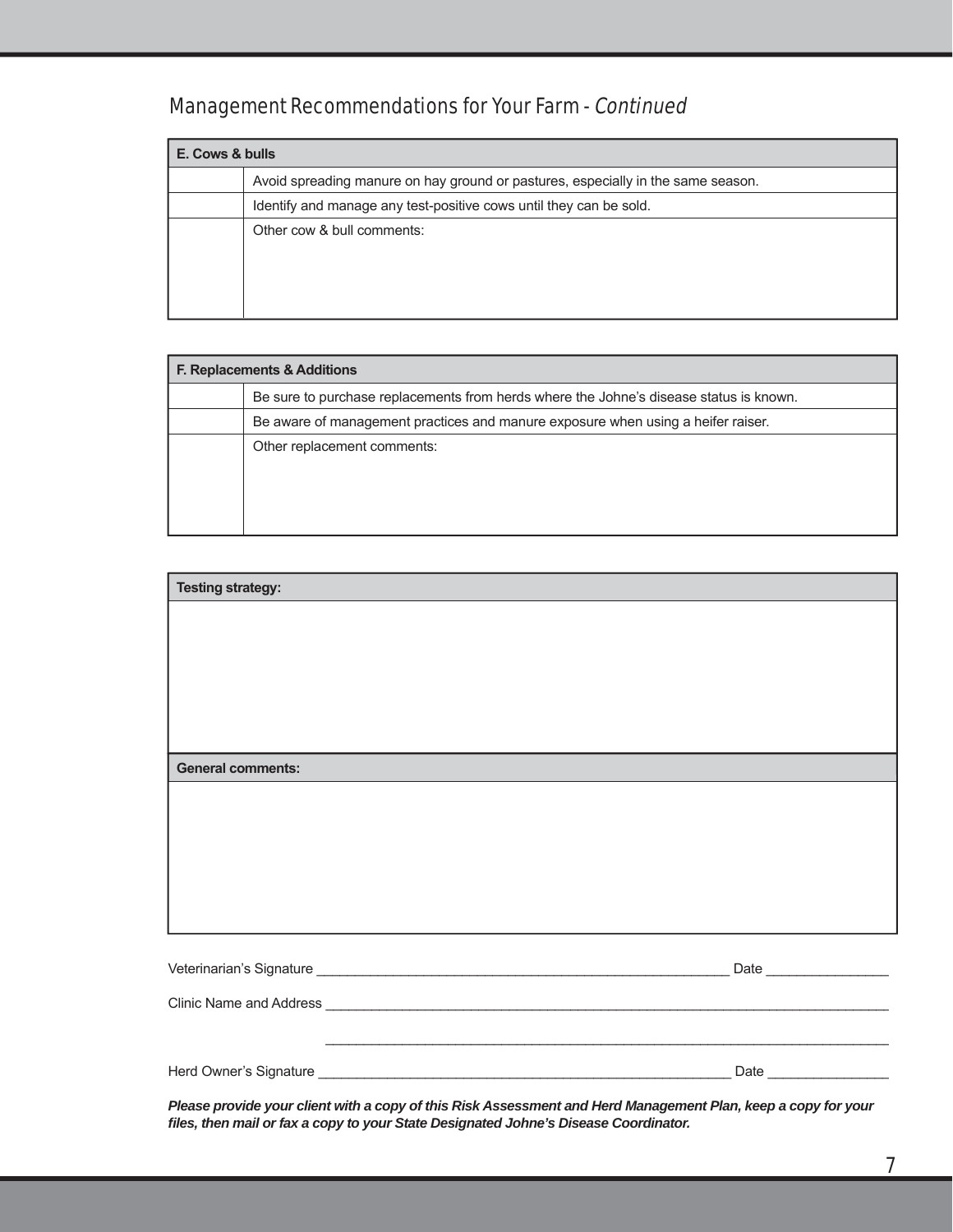## Management Recommendations for Your Farm - *Continued*

| **E. Cows & bulls** | |
|---|---|
| | Avoid spreading manure on hay ground or pastures, especially in the same season. |
| | Identify and manage any test-positive cows until they can be sold. |
| | Other cow & bull comments: |

| **F. Replacements & Additions** | |
|---|---|
| | Be sure to purchase replacements from herds where the Johne's disease status is known. |
| | Be aware of management practices and manure exposure when using a heifer raiser. |
| | Other replacement comments: |

| **Testing strategy:** |
|---|
| |
| **General comments:** |
| |

Veterinarian's Signature ________________________________________________ Date _______________

Clinic Name and Address ______________________________________________________________

_____________________________________________________________________________

Herd Owner's Signature ________________________________________________ Date _______________

***Please provide your client with a copy of this Risk Assessment and Herd Management Plan, keep a copy for your files, then mail or fax a copy to your State Designated Johne's Disease Coordinator.***